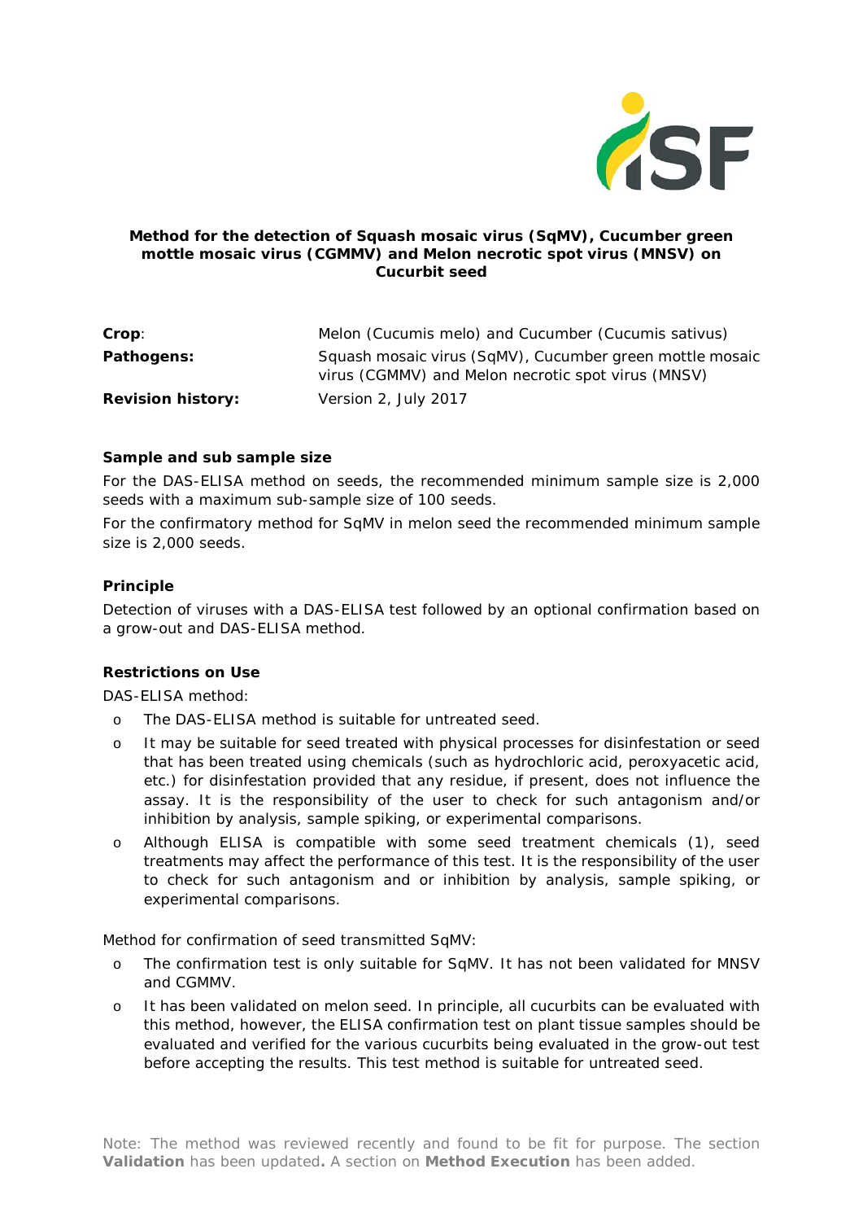# Method for the detection of Squash mosaic virus (SqMV), Cucumber green mottle mosaic virus (CGMMV) and Melon necrotic spot virus (MNSV) on Cucurbit seed

| | |
|---|---|
| **Crop**: | Melon (Cucumis melo) and Cucumber (Cucumis sativus) |
| **Pathogens:** | Squash mosaic virus (SqMV), Cucumber green mottle mosaic virus (CGMMV) and Melon necrotic spot virus (MNSV) |
| **Revision history:** | Version 2, July 2017 |

## Sample and sub sample size

For the DAS-ELISA method on seeds, the recommended minimum sample size is 2,000 seeds with a maximum sub-sample size of 100 seeds.

For the confirmatory method for SqMV in melon seed the recommended minimum sample size is 2,000 seeds.

## Principle

Detection of viruses with a DAS-ELISA test followed by an optional confirmation based on a grow-out and DAS-ELISA method.

## Restrictions on Use

DAS-ELISA method:

- The DAS-ELISA method is suitable for untreated seed.
- It may be suitable for seed treated with physical processes for disinfestation or seed that has been treated using chemicals (such as hydrochloric acid, peroxyacetic acid, etc.) for disinfestation provided that any residue, if present, does not influence the assay. It is the responsibility of the user to check for such antagonism and/or inhibition by analysis, sample spiking, or experimental comparisons.
- Although ELISA is compatible with some seed treatment chemicals (1), seed treatments may affect the performance of this test. It is the responsibility of the user to check for such antagonism and or inhibition by analysis, sample spiking, or experimental comparisons.

Method for confirmation of seed transmitted SqMV:

- The confirmation test is only suitable for SqMV. It has not been validated for MNSV and CGMMV.
- It has been validated on melon seed. In principle, all cucurbits can be evaluated with this method, however, the ELISA confirmation test on plant tissue samples should be evaluated and verified for the various cucurbits being evaluated in the grow-out test before accepting the results. This test method is suitable for untreated seed.

Note: The method was reviewed recently and found to be fit for purpose. The section **Validation** has been updated**.** A section on **Method Execution** has been added.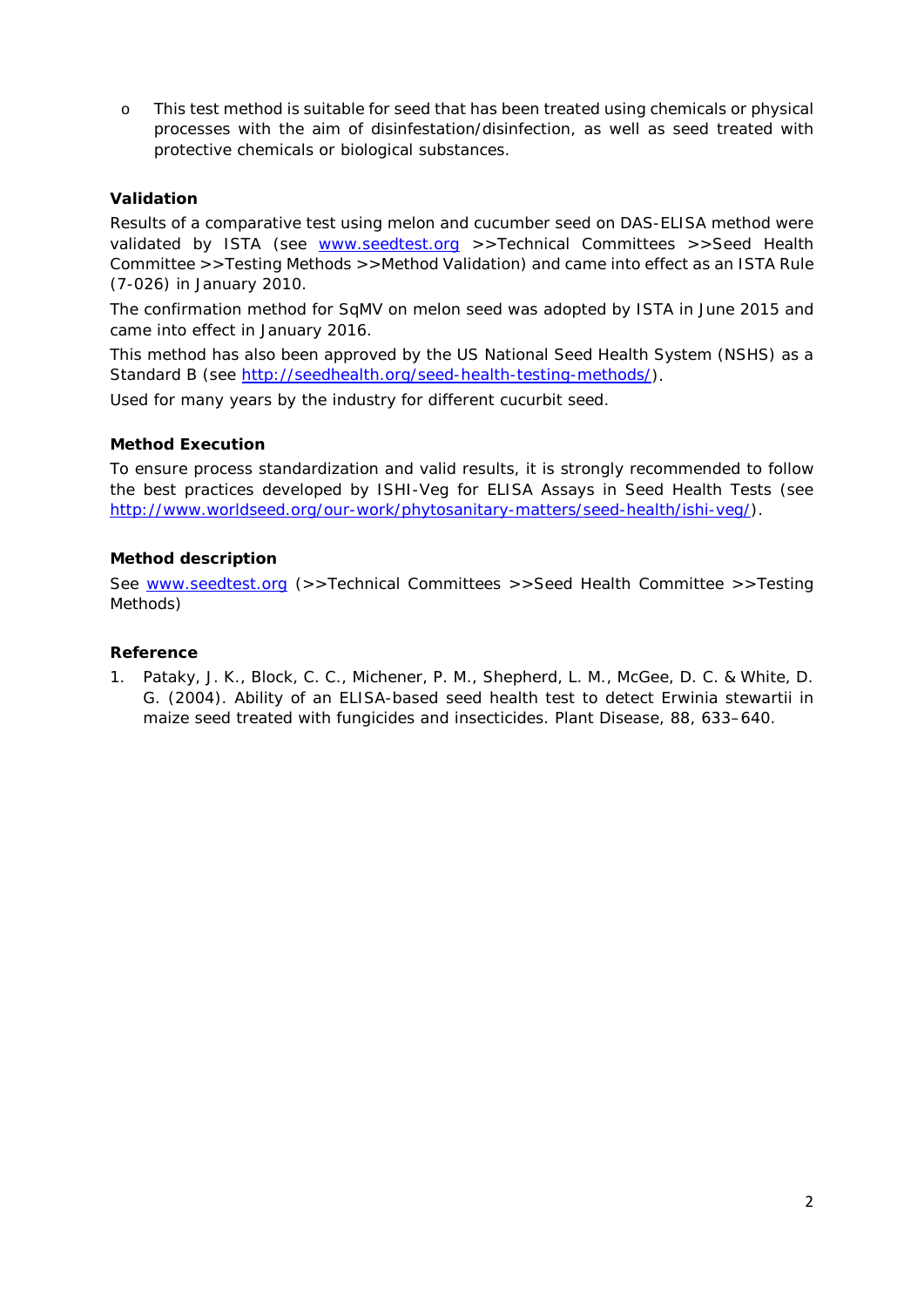- This test method is suitable for seed that has been treated using chemicals or physical processes with the aim of disinfestation/disinfection, as well as seed treated with protective chemicals or biological substances.

**Validation**

Results of a comparative test using melon and cucumber seed on DAS-ELISA method were validated by ISTA (see [www.seedtest.org](www.seedtest.org) >>Technical Committees >>Seed Health Committee >>Testing Methods >>Method Validation) and came into effect as an ISTA Rule (7-026) in January 2010.

The confirmation method for SqMV on melon seed was adopted by ISTA in June 2015 and came into effect in January 2016.

This method has also been approved by the US National Seed Health System (NSHS) as a Standard B (see [http://seedhealth.org/seed-health-testing-methods/](http://seedhealth.org/seed-health-testing-methods/)).

Used for many years by the industry for different cucurbit seed.

**Method Execution**

To ensure process standardization and valid results, it is strongly recommended to follow the best practices developed by ISHI-Veg for ELISA Assays in Seed Health Tests (see [http://www.worldseed.org/our-work/phytosanitary-matters/seed-health/ishi-veg/](http://www.worldseed.org/our-work/phytosanitary-matters/seed-health/ishi-veg/)).

**Method description**

See [www.seedtest.org](www.seedtest.org) (>>Technical Committees >>Seed Health Committee >>Testing Methods)

**Reference**

1. Pataky, J. K., Block, C. C., Michener, P. M., Shepherd, L. M., McGee, D. C. & White, D. G. (2004). Ability of an ELISA-based seed health test to detect Erwinia stewartii in maize seed treated with fungicides and insecticides. Plant Disease, 88, 633–640.